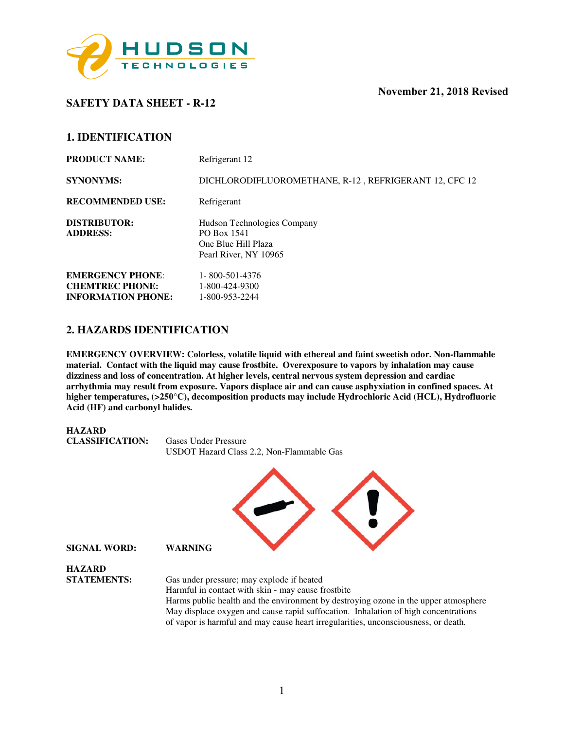**November 21, 2018 Revised**

## SAFETY DATA SHEET - R-12

## 1. IDENTIFICATION

**PRODUCT NAME:** Refrigerant 12

**SYNONYMS:** DICHLORODIFLUOROMETHANE, R-12 , REFRIGERANT 12, CFC 12

**RECOMMENDED USE:** Refrigerant

**DISTRIBUTOR:**
**ADDRESS:**
Hudson Technologies Company
PO Box 1541
One Blue Hill Plaza
Pearl River, NY 10965

**EMERGENCY PHONE:** 1- 800-501-4376
**CHEMTREC PHONE:** 1-800-424-9300
**INFORMATION PHONE:** 1-800-953-2244

## 2. HAZARDS IDENTIFICATION

**EMERGENCY OVERVIEW: Colorless, volatile liquid with ethereal and faint sweetish odor. Non-flammable material. Contact with the liquid may cause frostbite. Overexposure to vapors by inhalation may cause dizziness and loss of concentration. At higher levels, central nervous system depression and cardiac arrhythmia may result from exposure. Vapors displace air and can cause asphyxiation in confined spaces. At higher temperatures, (>250°C), decomposition products may include Hydrochloric Acid (HCL), Hydrofluoric Acid (HF) and carbonyl halides.**

**HAZARD CLASSIFICATION:** Gases Under Pressure
USDOT Hazard Class 2.2, Non-Flammable Gas

**SIGNAL WORD:** **WARNING**

**HAZARD STATEMENTS:**
Gas under pressure; may explode if heated
Harmful in contact with skin - may cause frostbite
Harms public health and the environment by destroying ozone in the upper atmosphere
May displace oxygen and cause rapid suffocation. Inhalation of high concentrations of vapor is harmful and may cause heart irregularities, unconsciousness, or death.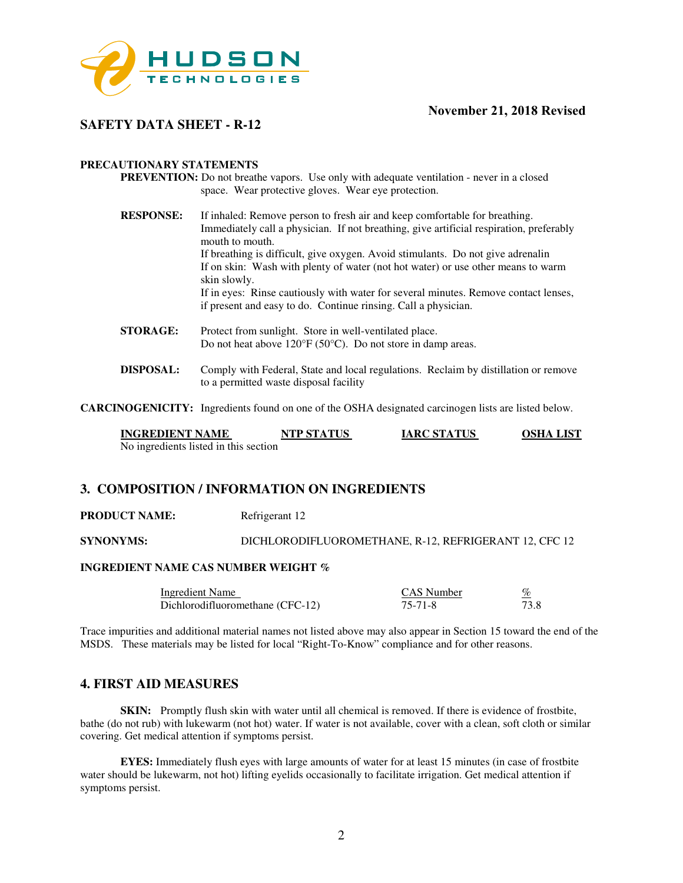November 21, 2018 Revised

**SAFETY DATA SHEET - R-12**

**PRECAUTIONARY STATEMENTS**

**PREVENTION:** Do not breathe vapors. Use only with adequate ventilation - never in a closed space. Wear protective gloves. Wear eye protection.

**RESPONSE:** If inhaled: Remove person to fresh air and keep comfortable for breathing. Immediately call a physician. If not breathing, give artificial respiration, preferably mouth to mouth.
If breathing is difficult, give oxygen. Avoid stimulants. Do not give adrenalin
If on skin: Wash with plenty of water (not hot water) or use other means to warm skin slowly.
If in eyes: Rinse cautiously with water for several minutes. Remove contact lenses, if present and easy to do. Continue rinsing. Call a physician.

**STORAGE:** Protect from sunlight. Store in well-ventilated place.
Do not heat above 120°F (50°C). Do not store in damp areas.

**DISPOSAL:** Comply with Federal, State and local regulations. Reclaim by distillation or remove to a permitted waste disposal facility

**CARCINOGENICITY:** Ingredients found on one of the OSHA designated carcinogen lists are listed below.

| INGREDIENT NAME | NTP STATUS | IARC STATUS | OSHA LIST |
|---|---|---|---|
| No ingredients listed in this section | | | |

## 3. COMPOSITION / INFORMATION ON INGREDIENTS

**PRODUCT NAME:** Refrigerant 12

**SYNONYMS:** DICHLORODIFLUOROMETHANE, R-12, REFRIGERANT 12, CFC 12

**INGREDIENT NAME CAS NUMBER WEIGHT %**

| Ingredient Name | CAS Number | % |
|---|---|---|
| Dichlorodifluoromethane (CFC-12) | 75-71-8 | 73.8 |

Trace impurities and additional material names not listed above may also appear in Section 15 toward the end of the MSDS. These materials may be listed for local "Right-To-Know" compliance and for other reasons.

## 4. FIRST AID MEASURES

**SKIN:** Promptly flush skin with water until all chemical is removed. If there is evidence of frostbite, bathe (do not rub) with lukewarm (not hot) water. If water is not available, cover with a clean, soft cloth or similar covering. Get medical attention if symptoms persist.

**EYES:** Immediately flush eyes with large amounts of water for at least 15 minutes (in case of frostbite water should be lukewarm, not hot) lifting eyelids occasionally to facilitate irrigation. Get medical attention if symptoms persist.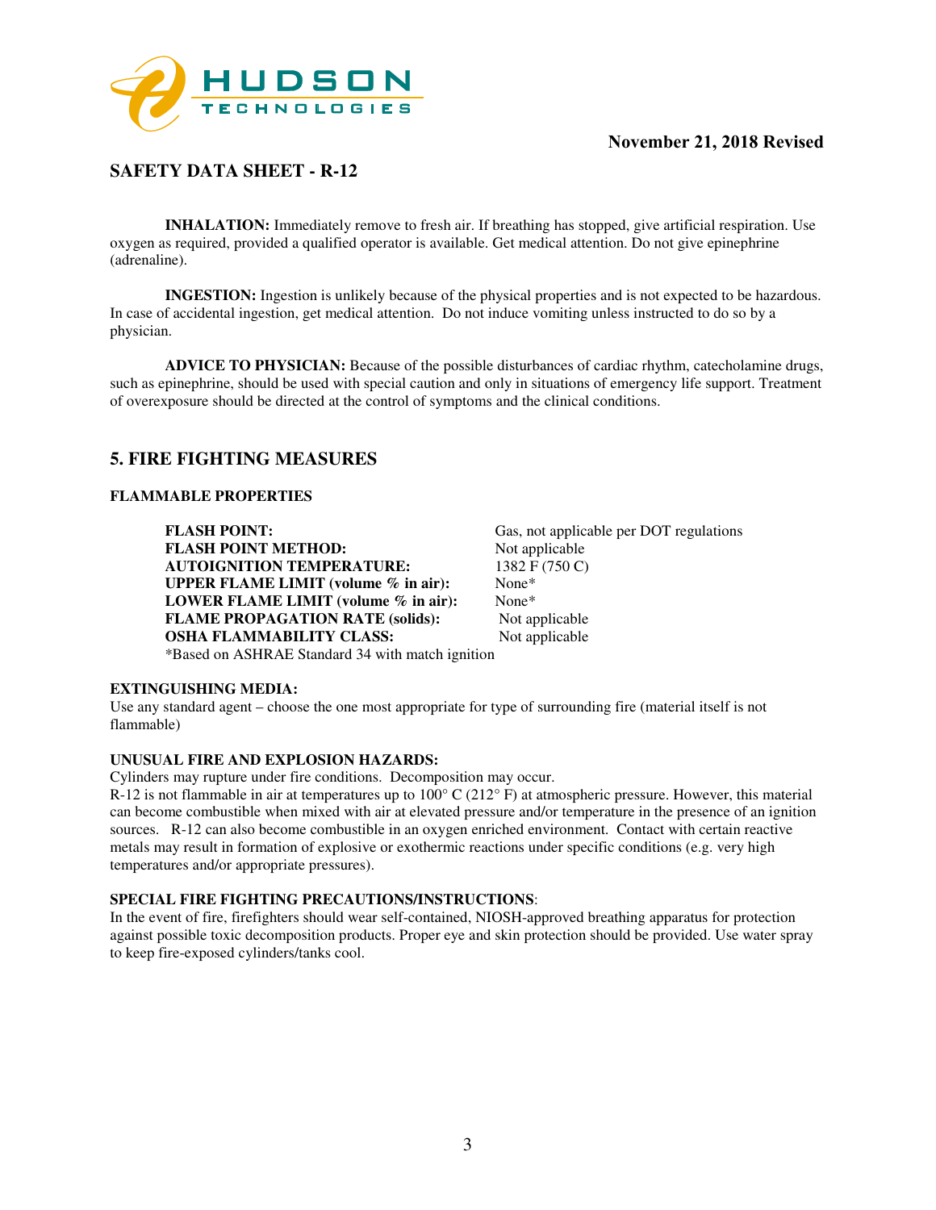**INHALATION:** Immediately remove to fresh air. If breathing has stopped, give artificial respiration. Use oxygen as required, provided a qualified operator is available. Get medical attention. Do not give epinephrine (adrenaline).

**INGESTION:** Ingestion is unlikely because of the physical properties and is not expected to be hazardous. In case of accidental ingestion, get medical attention. Do not induce vomiting unless instructed to do so by a physician.

**ADVICE TO PHYSICIAN:** Because of the possible disturbances of cardiac rhythm, catecholamine drugs, such as epinephrine, should be used with special caution and only in situations of emergency life support. Treatment of overexposure should be directed at the control of symptoms and the clinical conditions.

## 5. FIRE FIGHTING MEASURES

### FLAMMABLE PROPERTIES

| | |
|---|---|
| **FLASH POINT:** | Gas, not applicable per DOT regulations |
| **FLASH POINT METHOD:** | Not applicable |
| **AUTOIGNITION TEMPERATURE:** | 1382 F (750 C) |
| **UPPER FLAME LIMIT (volume % in air):** | None* |
| **LOWER FLAME LIMIT (volume % in air):** | None* |
| **FLAME PROPAGATION RATE (solids):** | Not applicable |
| **OSHA FLAMMABILITY CLASS:** | Not applicable |

*Based on ASHRAE Standard 34 with match ignition

**EXTINGUISHING MEDIA:**

Use any standard agent – choose the one most appropriate for type of surrounding fire (material itself is not flammable)

**UNUSUAL FIRE AND EXPLOSION HAZARDS:**

Cylinders may rupture under fire conditions. Decomposition may occur.

R-12 is not flammable in air at temperatures up to 100° C (212° F) at atmospheric pressure. However, this material can become combustible when mixed with air at elevated pressure and/or temperature in the presence of an ignition sources. R-12 can also become combustible in an oxygen enriched environment. Contact with certain reactive metals may result in formation of explosive or exothermic reactions under specific conditions (e.g. very high temperatures and/or appropriate pressures).

**SPECIAL FIRE FIGHTING PRECAUTIONS/INSTRUCTIONS**:

In the event of fire, firefighters should wear self-contained, NIOSH-approved breathing apparatus for protection against possible toxic decomposition products. Proper eye and skin protection should be provided. Use water spray to keep fire-exposed cylinders/tanks cool.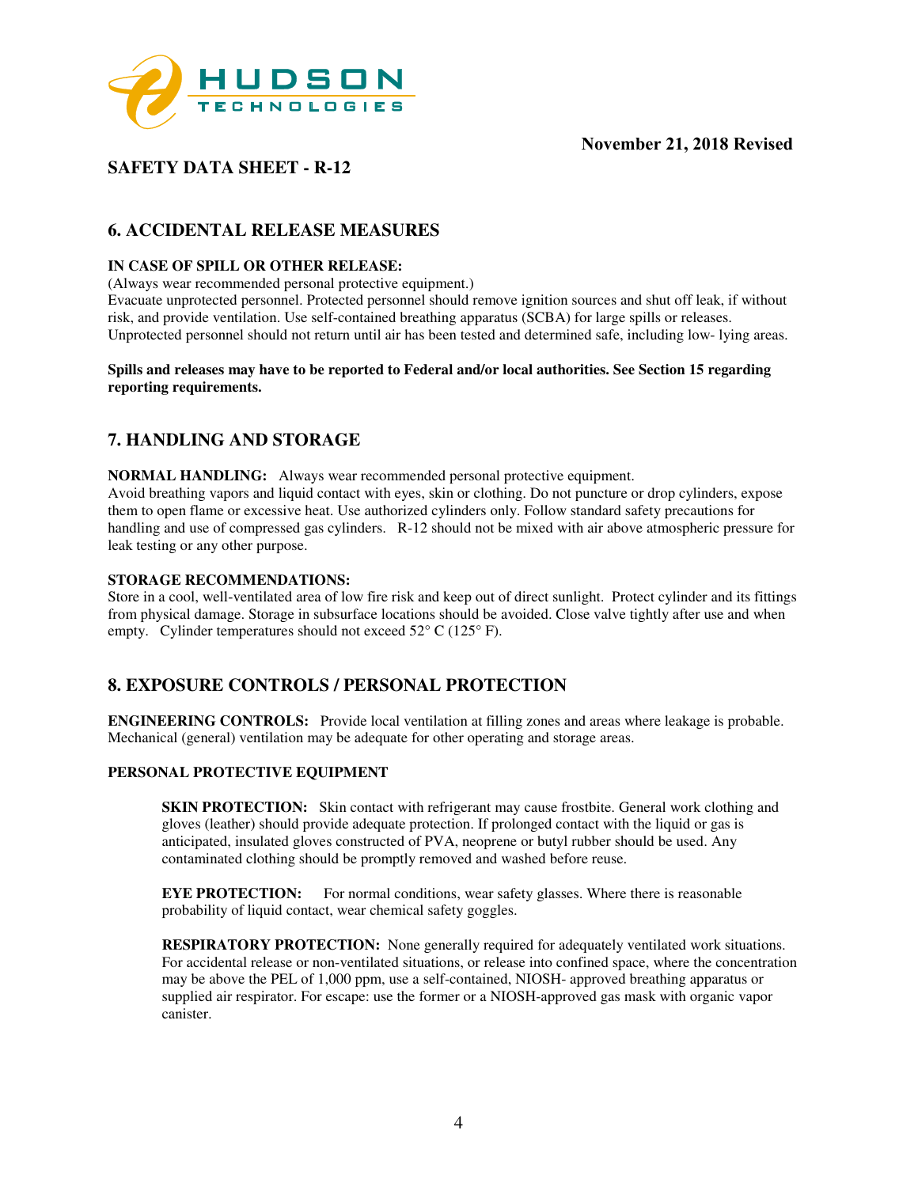November 21, 2018 Revised

## SAFETY DATA SHEET - R-12

## 6. ACCIDENTAL RELEASE MEASURES

**IN CASE OF SPILL OR OTHER RELEASE:**

(Always wear recommended personal protective equipment.)
Evacuate unprotected personnel. Protected personnel should remove ignition sources and shut off leak, if without risk, and provide ventilation. Use self-contained breathing apparatus (SCBA) for large spills or releases. Unprotected personnel should not return until air has been tested and determined safe, including low- lying areas.

**Spills and releases may have to be reported to Federal and/or local authorities. See Section 15 regarding reporting requirements.**

## 7. HANDLING AND STORAGE

**NORMAL HANDLING:** Always wear recommended personal protective equipment.
Avoid breathing vapors and liquid contact with eyes, skin or clothing. Do not puncture or drop cylinders, expose them to open flame or excessive heat. Use authorized cylinders only. Follow standard safety precautions for handling and use of compressed gas cylinders. R-12 should not be mixed with air above atmospheric pressure for leak testing or any other purpose.

**STORAGE RECOMMENDATIONS:**

Store in a cool, well-ventilated area of low fire risk and keep out of direct sunlight. Protect cylinder and its fittings from physical damage. Storage in subsurface locations should be avoided. Close valve tightly after use and when empty. Cylinder temperatures should not exceed 52° C (125° F).

## 8. EXPOSURE CONTROLS / PERSONAL PROTECTION

**ENGINEERING CONTROLS:** Provide local ventilation at filling zones and areas where leakage is probable. Mechanical (general) ventilation may be adequate for other operating and storage areas.

**PERSONAL PROTECTIVE EQUIPMENT**

**SKIN PROTECTION:** Skin contact with refrigerant may cause frostbite. General work clothing and gloves (leather) should provide adequate protection. If prolonged contact with the liquid or gas is anticipated, insulated gloves constructed of PVA, neoprene or butyl rubber should be used. Any contaminated clothing should be promptly removed and washed before reuse.

**EYE PROTECTION:** For normal conditions, wear safety glasses. Where there is reasonable probability of liquid contact, wear chemical safety goggles.

**RESPIRATORY PROTECTION:** None generally required for adequately ventilated work situations. For accidental release or non-ventilated situations, or release into confined space, where the concentration may be above the PEL of 1,000 ppm, use a self-contained, NIOSH- approved breathing apparatus or supplied air respirator. For escape: use the former or a NIOSH-approved gas mask with organic vapor canister.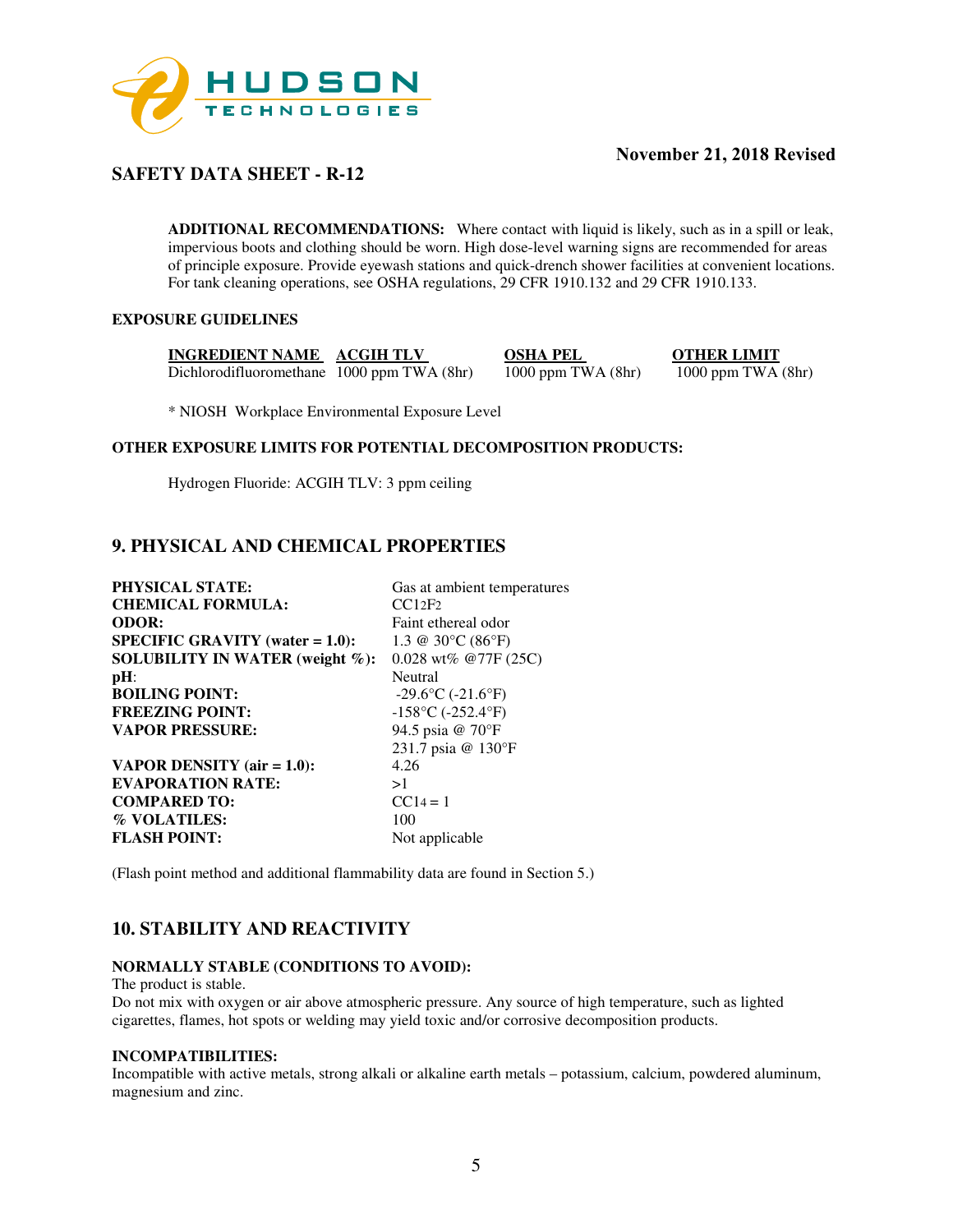**November 21, 2018 Revised**

**SAFETY DATA SHEET - R-12**

**ADDITIONAL RECOMMENDATIONS:** Where contact with liquid is likely, such as in a spill or leak, impervious boots and clothing should be worn. High dose-level warning signs are recommended for areas of principle exposure. Provide eyewash stations and quick-drench shower facilities at convenient locations. For tank cleaning operations, see OSHA regulations, 29 CFR 1910.132 and 29 CFR 1910.133.

**EXPOSURE GUIDELINES**

| INGREDIENT NAME | ACGIH TLV | OSHA PEL | OTHER LIMIT |
|---|---|---|---|
| Dichlorodifluoromethane | 1000 ppm TWA (8hr) | 1000 ppm TWA (8hr) | 1000 ppm TWA (8hr) |

* NIOSH Workplace Environmental Exposure Level

**OTHER EXPOSURE LIMITS FOR POTENTIAL DECOMPOSITION PRODUCTS:**

Hydrogen Fluoride: ACGIH TLV: 3 ppm ceiling

## 9. PHYSICAL AND CHEMICAL PROPERTIES

| | |
|---|---|
| **PHYSICAL STATE:** | Gas at ambient temperatures |
| **CHEMICAL FORMULA:** | $CCl_2F_2$ |
| **ODOR:** | Faint ethereal odor |
| **SPECIFIC GRAVITY (water = 1.0):** | 1.3 @ 30°C (86°F) |
| **SOLUBILITY IN WATER (weight %):** | 0.028 wt% @77F (25C) |
| **pH:** | Neutral |
| **BOILING POINT:** | -29.6°C (-21.6°F) |
| **FREEZING POINT:** | -158°C (-252.4°F) |
| **VAPOR PRESSURE:** | 94.5 psia @ 70°F<br>231.7 psia @ 130°F |
| **VAPOR DENSITY (air = 1.0):** | 4.26 |
| **EVAPORATION RATE:** | >1 |
| **COMPARED TO:** | $CCl_4$ = 1 |
| **% VOLATILES:** | 100 |
| **FLASH POINT:** | Not applicable |

(Flash point method and additional flammability data are found in Section 5.)

## 10. STABILITY AND REACTIVITY

**NORMALLY STABLE (CONDITIONS TO AVOID):**
The product is stable.
Do not mix with oxygen or air above atmospheric pressure. Any source of high temperature, such as lighted cigarettes, flames, hot spots or welding may yield toxic and/or corrosive decomposition products.

**INCOMPATIBILITIES:**
Incompatible with active metals, strong alkali or alkaline earth metals – potassium, calcium, powdered aluminum, magnesium and zinc.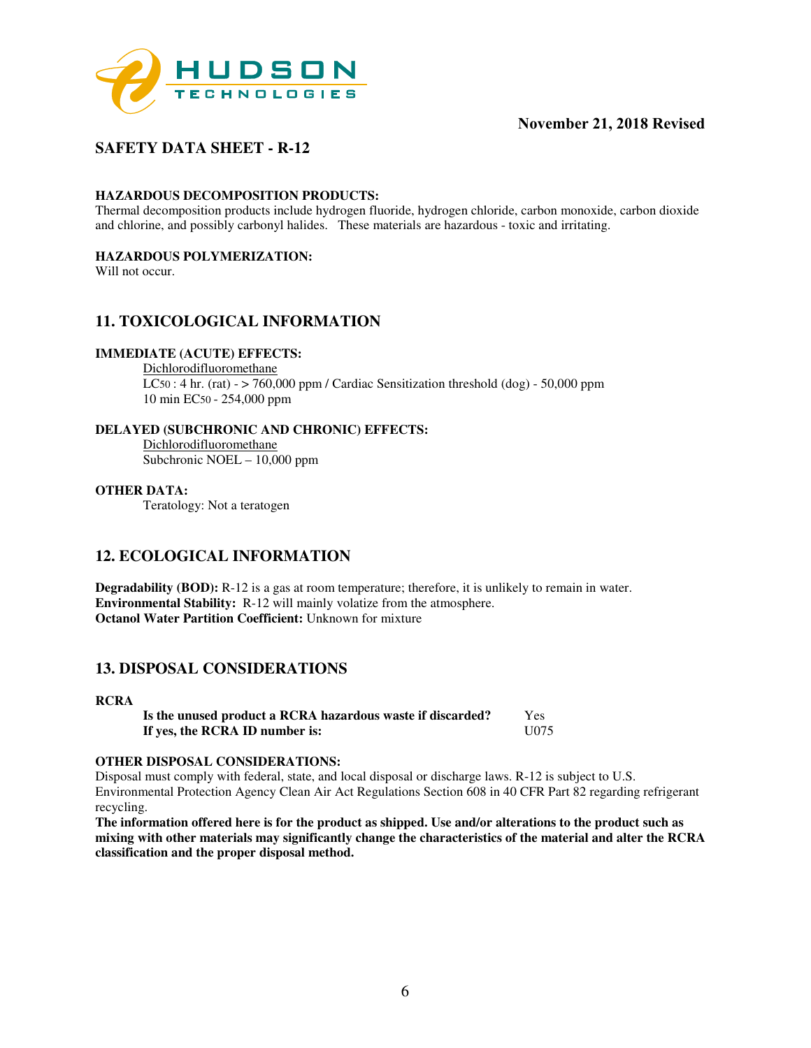# SAFETY DATA SHEET - R-12

**HAZARDOUS DECOMPOSITION PRODUCTS:**
Thermal decomposition products include hydrogen fluoride, hydrogen chloride, carbon monoxide, carbon dioxide and chlorine, and possibly carbonyl halides. These materials are hazardous - toxic and irritating.

**HAZARDOUS POLYMERIZATION:**
Will not occur.

## 11. TOXICOLOGICAL INFORMATION

**IMMEDIATE (ACUTE) EFFECTS:**

Dichlorodifluoromethane
$LC_{50}$ : 4 hr. (rat) - > 760,000 ppm / Cardiac Sensitization threshold (dog) - 50,000 ppm
10 min $EC_{50}$ - 254,000 ppm

**DELAYED (SUBCHRONIC AND CHRONIC) EFFECTS:**

Dichlorodifluoromethane
Subchronic NOEL – 10,000 ppm

**OTHER DATA:**

Teratology: Not a teratogen

## 12. ECOLOGICAL INFORMATION

**Degradability (BOD):** R-12 is a gas at room temperature; therefore, it is unlikely to remain in water.
**Environmental Stability:** R-12 will mainly volatize from the atmosphere.
**Octanol Water Partition Coefficient:** Unknown for mixture

## 13. DISPOSAL CONSIDERATIONS

**RCRA**

| | |
|---|---|
| **Is the unused product a RCRA hazardous waste if discarded?** | Yes |
| **If yes, the RCRA ID number is:** | U075 |

**OTHER DISPOSAL CONSIDERATIONS:**
Disposal must comply with federal, state, and local disposal or discharge laws. R-12 is subject to U.S. Environmental Protection Agency Clean Air Act Regulations Section 608 in 40 CFR Part 82 regarding refrigerant recycling.
**The information offered here is for the product as shipped. Use and/or alterations to the product such as mixing with other materials may significantly change the characteristics of the material and alter the RCRA classification and the proper disposal method.**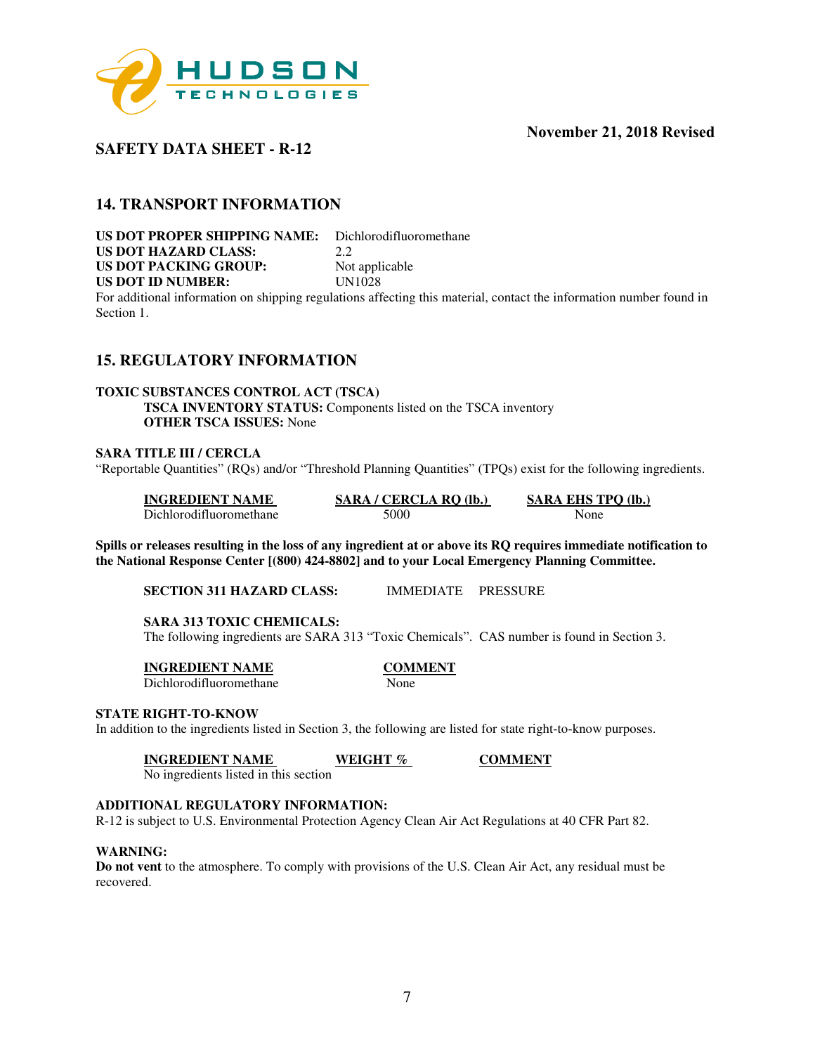November 21, 2018 Revised

## SAFETY DATA SHEET - R-12

## 14. TRANSPORT INFORMATION

**US DOT PROPER SHIPPING NAME:** Dichlorodifluoromethane
**US DOT HAZARD CLASS:** 2.2
**US DOT PACKING GROUP:** Not applicable
**US DOT ID NUMBER:** UN1028

For additional information on shipping regulations affecting this material, contact the information number found in Section 1.

## 15. REGULATORY INFORMATION

**TOXIC SUBSTANCES CONTROL ACT (TSCA)**

**TSCA INVENTORY STATUS:** Components listed on the TSCA inventory
**OTHER TSCA ISSUES:** None

**SARA TITLE III / CERCLA**

"Reportable Quantities" (RQs) and/or "Threshold Planning Quantities" (TPQs) exist for the following ingredients.

| INGREDIENT NAME | SARA / CERCLA RQ (lb.) | SARA EHS TPQ (lb.) |
|---|---|---|
| Dichlorodifluoromethane | 5000 | None |

**Spills or releases resulting in the loss of any ingredient at or above its RQ requires immediate notification to the National Response Center [(800) 424-8802] and to your Local Emergency Planning Committee.**

**SECTION 311 HAZARD CLASS:** IMMEDIATE PRESSURE

**SARA 313 TOXIC CHEMICALS:**

The following ingredients are SARA 313 "Toxic Chemicals". CAS number is found in Section 3.

| INGREDIENT NAME | COMMENT |
|---|---|
| Dichlorodifluoromethane | None |

**STATE RIGHT-TO-KNOW**

In addition to the ingredients listed in Section 3, the following are listed for state right-to-know purposes.

| INGREDIENT NAME | WEIGHT % | COMMENT |
|---|---|---|
| No ingredients listed in this section | | |

**ADDITIONAL REGULATORY INFORMATION:**

R-12 is subject to U.S. Environmental Protection Agency Clean Air Act Regulations at 40 CFR Part 82.

**WARNING:**

**Do not vent** to the atmosphere. To comply with provisions of the U.S. Clean Air Act, any residual must be recovered.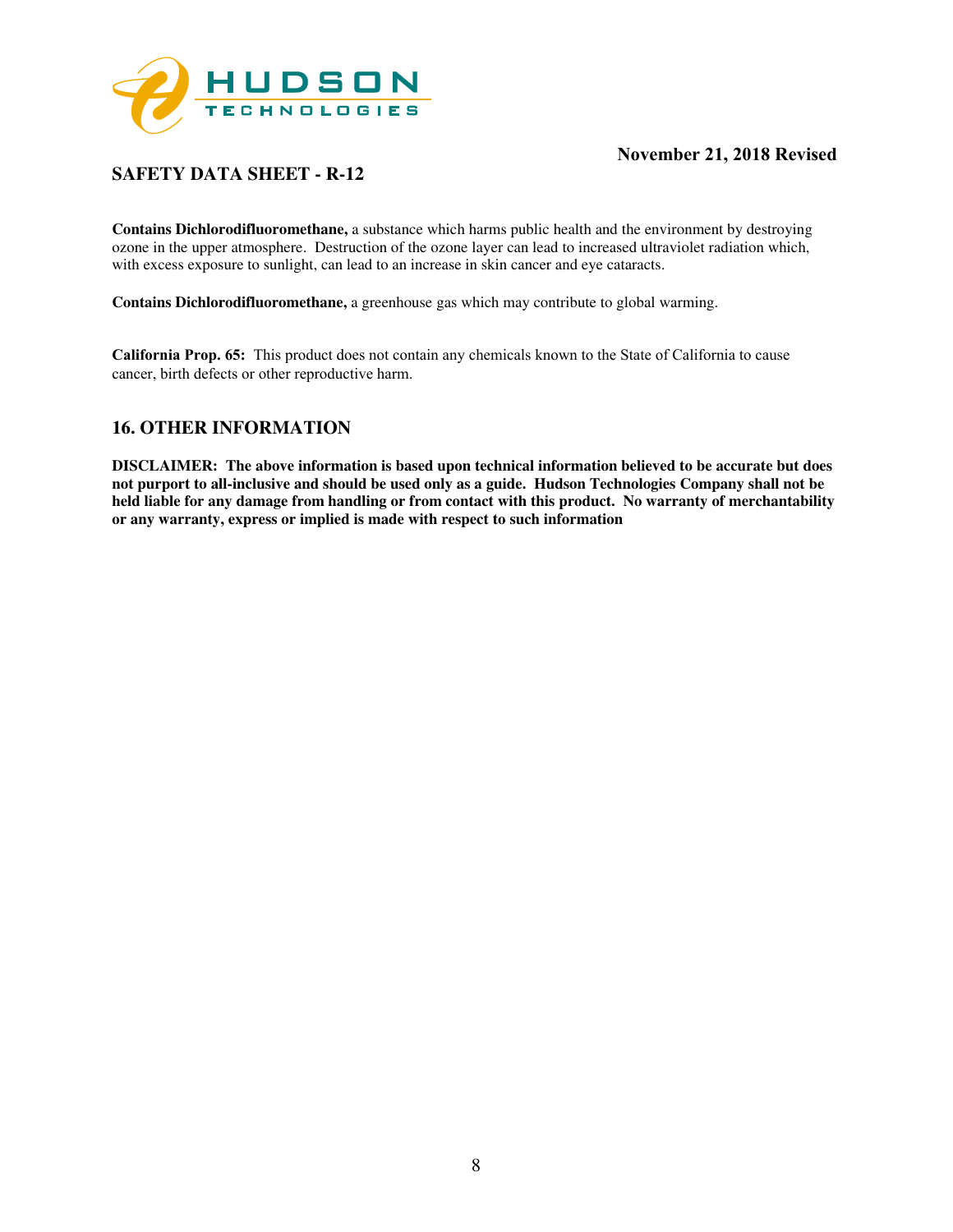November 21, 2018 Revised

**SAFETY DATA SHEET - R-12**

**Contains Dichlorodifluoromethane,** a substance which harms public health and the environment by destroying ozone in the upper atmosphere. Destruction of the ozone layer can lead to increased ultraviolet radiation which, with excess exposure to sunlight, can lead to an increase in skin cancer and eye cataracts.

**Contains Dichlorodifluoromethane,** a greenhouse gas which may contribute to global warming.

**California Prop. 65:** This product does not contain any chemicals known to the State of California to cause cancer, birth defects or other reproductive harm.

## 16. OTHER INFORMATION

**DISCLAIMER: The above information is based upon technical information believed to be accurate but does not purport to all-inclusive and should be used only as a guide. Hudson Technologies Company shall not be held liable for any damage from handling or from contact with this product. No warranty of merchantability or any warranty, express or implied is made with respect to such information**